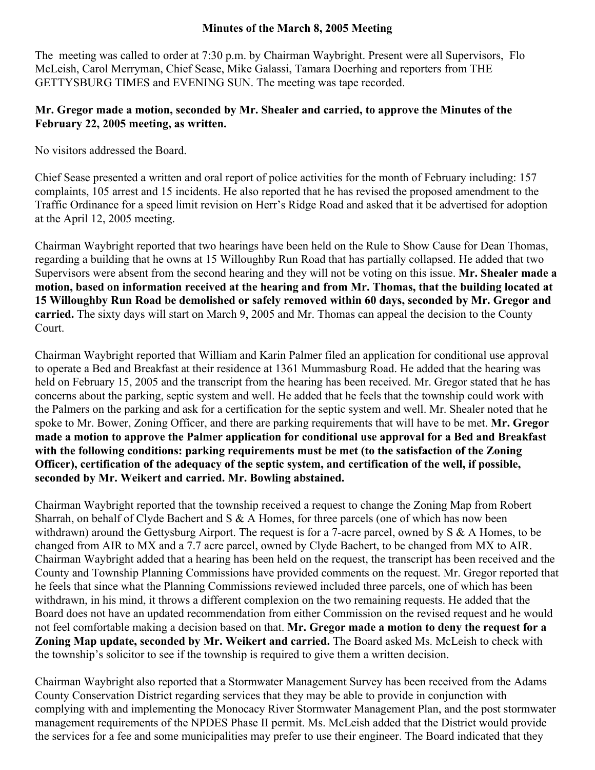**Minutes of the March 8, 2005 Meeting**

The meeting was called to order at 7:30 p.m. by Chairman Waybright. Present were all Supervisors, Flo McLeish, Carol Merryman, Chief Sease, Mike Galassi, Tamara Doerhing and reporters from THE GETTYSBURG TIMES and EVENING SUN. The meeting was tape recorded.

**Mr. Gregor made a motion, seconded by Mr. Shealer and carried, to approve the Minutes of the February 22, 2005 meeting, as written.**

No visitors addressed the Board.

Chief Sease presented a written and oral report of police activities for the month of February including: 157 complaints, 105 arrest and 15 incidents. He also reported that he has revised the proposed amendment to the Traffic Ordinance for a speed limit revision on Herr's Ridge Road and asked that it be advertised for adoption at the April 12, 2005 meeting.

Chairman Waybright reported that two hearings have been held on the Rule to Show Cause for Dean Thomas, regarding a building that he owns at 15 Willoughby Run Road that has partially collapsed. He added that two Supervisors were absent from the second hearing and they will not be voting on this issue. **Mr. Shealer made a motion, based on information received at the hearing and from Mr. Thomas, that the building located at 15 Willoughby Run Road be demolished or safely removed within 60 days, seconded by Mr. Gregor and carried.** The sixty days will start on March 9, 2005 and Mr. Thomas can appeal the decision to the County Court.

Chairman Waybright reported that William and Karin Palmer filed an application for conditional use approval to operate a Bed and Breakfast at their residence at 1361 Mummasburg Road. He added that the hearing was held on February 15, 2005 and the transcript from the hearing has been received. Mr. Gregor stated that he has concerns about the parking, septic system and well. He added that he feels that the township could work with the Palmers on the parking and ask for a certification for the septic system and well. Mr. Shealer noted that he spoke to Mr. Bower, Zoning Officer, and there are parking requirements that will have to be met. **Mr. Gregor made a motion to approve the Palmer application for conditional use approval for a Bed and Breakfast with the following conditions: parking requirements must be met (to the satisfaction of the Zoning Officer), certification of the adequacy of the septic system, and certification of the well, if possible, seconded by Mr. Weikert and carried. Mr. Bowling abstained.**

Chairman Waybright reported that the township received a request to change the Zoning Map from Robert Sharrah, on behalf of Clyde Bachert and S & A Homes, for three parcels (one of which has now been withdrawn) around the Gettysburg Airport. The request is for a 7-acre parcel, owned by S & A Homes, to be changed from AIR to MX and a 7.7 acre parcel, owned by Clyde Bachert, to be changed from MX to AIR. Chairman Waybright added that a hearing has been held on the request, the transcript has been received and the County and Township Planning Commissions have provided comments on the request. Mr. Gregor reported that he feels that since what the Planning Commissions reviewed included three parcels, one of which has been withdrawn, in his mind, it throws a different complexion on the two remaining requests. He added that the Board does not have an updated recommendation from either Commission on the revised request and he would not feel comfortable making a decision based on that. **Mr. Gregor made a motion to deny the request for a Zoning Map update, seconded by Mr. Weikert and carried.** The Board asked Ms. McLeish to check with the township's solicitor to see if the township is required to give them a written decision.

Chairman Waybright also reported that a Stormwater Management Survey has been received from the Adams County Conservation District regarding services that they may be able to provide in conjunction with complying with and implementing the Monocacy River Stormwater Management Plan, and the post stormwater management requirements of the NPDES Phase II permit. Ms. McLeish added that the District would provide the services for a fee and some municipalities may prefer to use their engineer. The Board indicated that they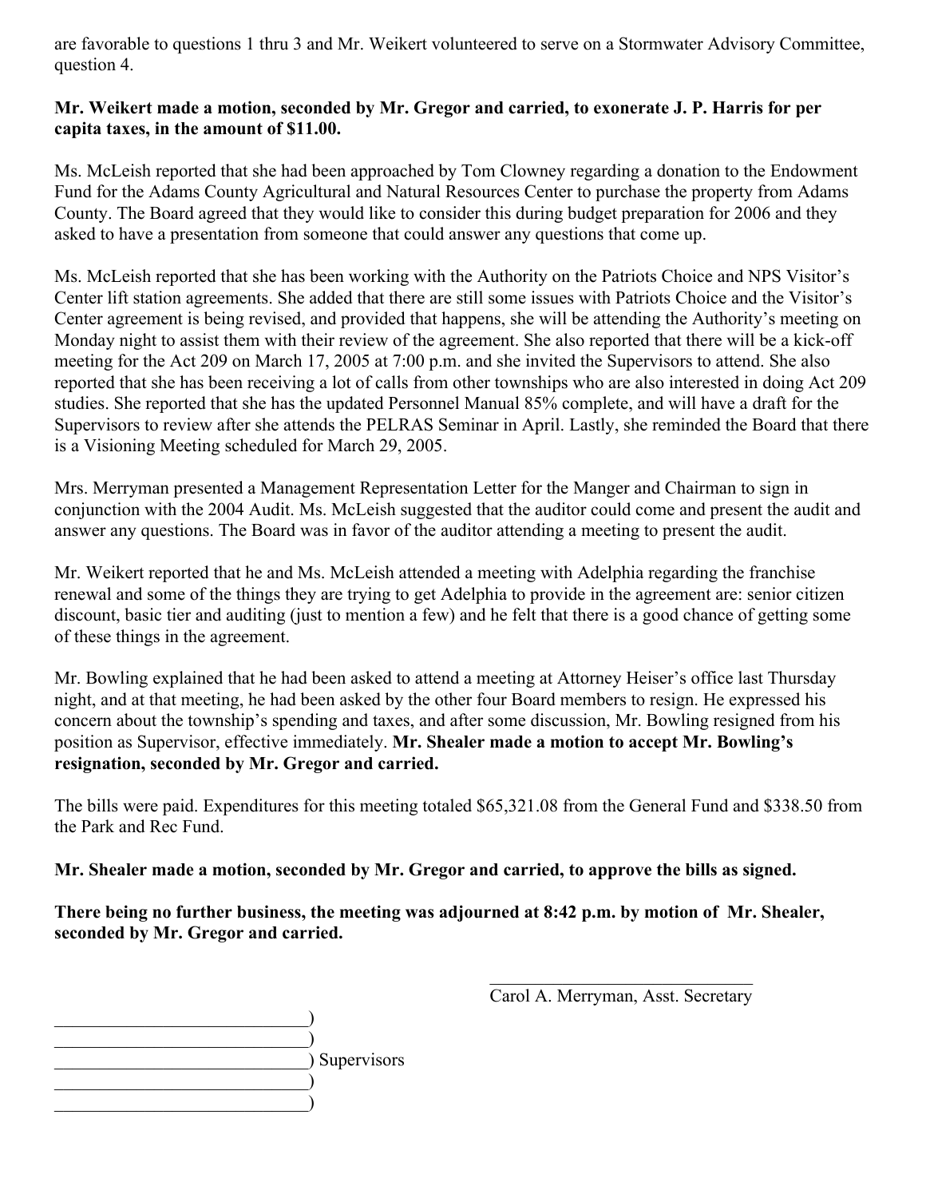are favorable to questions 1 thru 3 and Mr. Weikert volunteered to serve on a Stormwater Advisory Committee, question 4.

**Mr. Weikert made a motion, seconded by Mr. Gregor and carried, to exonerate J. P. Harris for per capita taxes, in the amount of $11.00.**

Ms. McLeish reported that she had been approached by Tom Clowney regarding a donation to the Endowment Fund for the Adams County Agricultural and Natural Resources Center to purchase the property from Adams County. The Board agreed that they would like to consider this during budget preparation for 2006 and they asked to have a presentation from someone that could answer any questions that come up.

Ms. McLeish reported that she has been working with the Authority on the Patriots Choice and NPS Visitor's Center lift station agreements. She added that there are still some issues with Patriots Choice and the Visitor's Center agreement is being revised, and provided that happens, she will be attending the Authority's meeting on Monday night to assist them with their review of the agreement. She also reported that there will be a kick-off meeting for the Act 209 on March 17, 2005 at 7:00 p.m. and she invited the Supervisors to attend. She also reported that she has been receiving a lot of calls from other townships who are also interested in doing Act 209 studies. She reported that she has the updated Personnel Manual 85% complete, and will have a draft for the Supervisors to review after she attends the PELRAS Seminar in April. Lastly, she reminded the Board that there is a Visioning Meeting scheduled for March 29, 2005.

Mrs. Merryman presented a Management Representation Letter for the Manger and Chairman to sign in conjunction with the 2004 Audit. Ms. McLeish suggested that the auditor could come and present the audit and answer any questions. The Board was in favor of the auditor attending a meeting to present the audit.

Mr. Weikert reported that he and Ms. McLeish attended a meeting with Adelphia regarding the franchise renewal and some of the things they are trying to get Adelphia to provide in the agreement are: senior citizen discount, basic tier and auditing (just to mention a few) and he felt that there is a good chance of getting some of these things in the agreement.

Mr. Bowling explained that he had been asked to attend a meeting at Attorney Heiser's office last Thursday night, and at that meeting, he had been asked by the other four Board members to resign. He expressed his concern about the township's spending and taxes, and after some discussion, Mr. Bowling resigned from his position as Supervisor, effective immediately. **Mr. Shealer made a motion to accept Mr. Bowling's resignation, seconded by Mr. Gregor and carried.**

The bills were paid. Expenditures for this meeting totaled $65,321.08 from the General Fund and $338.50 from the Park and Rec Fund.

**Mr. Shealer made a motion, seconded by Mr. Gregor and carried, to approve the bills as signed.**

**There being no further business, the meeting was adjourned at 8:42 p.m. by motion of Mr. Shealer, seconded by Mr. Gregor and carried.**

\_\_\_\_\_\_\_\_\_\_\_\_\_\_\_\_\_\_\_\_\_\_\_\_\_\_\_\_\_\_
Carol A. Merryman, Asst. Secretary

\_\_\_\_\_\_\_\_\_\_\_\_\_\_\_\_\_\_\_\_\_\_\_\_\_\_\_\_)
\_\_\_\_\_\_\_\_\_\_\_\_\_\_\_\_\_\_\_\_\_\_\_\_\_\_\_\_)
\_\_\_\_\_\_\_\_\_\_\_\_\_\_\_\_\_\_\_\_\_\_\_\_\_\_\_\_) Supervisors
\_\_\_\_\_\_\_\_\_\_\_\_\_\_\_\_\_\_\_\_\_\_\_\_\_\_\_\_)
\_\_\_\_\_\_\_\_\_\_\_\_\_\_\_\_\_\_\_\_\_\_\_\_\_\_\_\_)